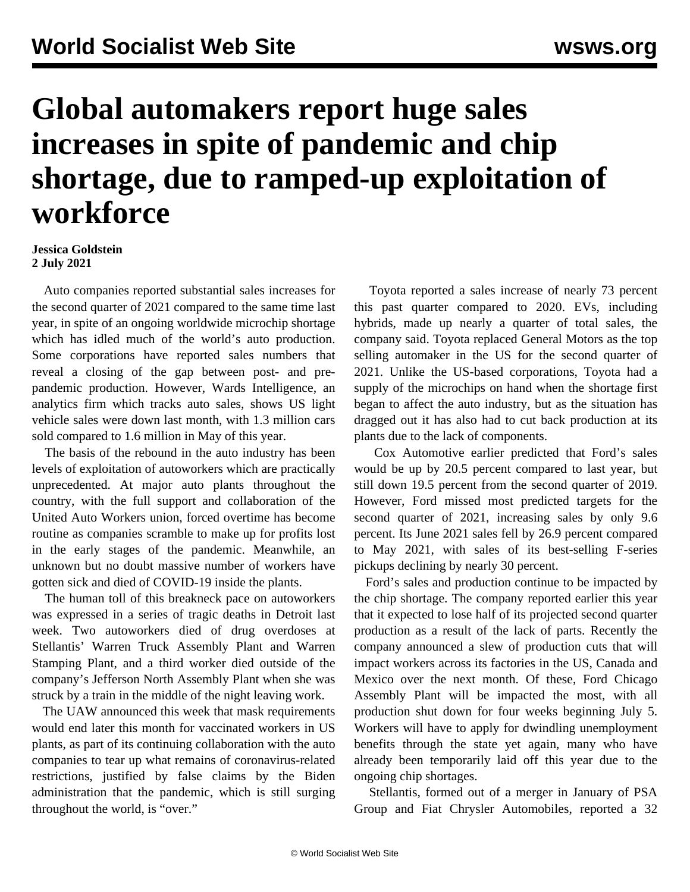# Global automakers report huge sales increases in spite of pandemic and chip shortage, due to ramped-up exploitation of workforce

**Jessica Goldstein**
**2 July 2021**

Auto companies reported substantial sales increases for the second quarter of 2021 compared to the same time last year, in spite of an ongoing worldwide microchip shortage which has idled much of the world's auto production. Some corporations have reported sales numbers that reveal a closing of the gap between post- and pre-pandemic production. However, Wards Intelligence, an analytics firm which tracks auto sales, shows US light vehicle sales were down last month, with 1.3 million cars sold compared to 1.6 million in May of this year.

The basis of the rebound in the auto industry has been levels of exploitation of autoworkers which are practically unprecedented. At major auto plants throughout the country, with the full support and collaboration of the United Auto Workers union, forced overtime has become routine as companies scramble to make up for profits lost in the early stages of the pandemic. Meanwhile, an unknown but no doubt massive number of workers have gotten sick and died of COVID-19 inside the plants.

The human toll of this breakneck pace on autoworkers was expressed in a series of tragic deaths in Detroit last week. Two autoworkers died of drug overdoses at Stellantis' Warren Truck Assembly Plant and Warren Stamping Plant, and a third worker died outside of the company's Jefferson North Assembly Plant when she was struck by a train in the middle of the night leaving work.

The UAW announced this week that mask requirements would end later this month for vaccinated workers in US plants, as part of its continuing collaboration with the auto companies to tear up what remains of coronavirus-related restrictions, justified by false claims by the Biden administration that the pandemic, which is still surging throughout the world, is "over."

Toyota reported a sales increase of nearly 73 percent this past quarter compared to 2020. EVs, including hybrids, made up nearly a quarter of total sales, the company said. Toyota replaced General Motors as the top selling automaker in the US for the second quarter of 2021. Unlike the US-based corporations, Toyota had a supply of the microchips on hand when the shortage first began to affect the auto industry, but as the situation has dragged out it has also had to cut back production at its plants due to the lack of components.

Cox Automotive earlier predicted that Ford's sales would be up by 20.5 percent compared to last year, but still down 19.5 percent from the second quarter of 2019. However, Ford missed most predicted targets for the second quarter of 2021, increasing sales by only 9.6 percent. Its June 2021 sales fell by 26.9 percent compared to May 2021, with sales of its best-selling F-series pickups declining by nearly 30 percent.

Ford's sales and production continue to be impacted by the chip shortage. The company reported earlier this year that it expected to lose half of its projected second quarter production as a result of the lack of parts. Recently the company announced a slew of production cuts that will impact workers across its factories in the US, Canada and Mexico over the next month. Of these, Ford Chicago Assembly Plant will be impacted the most, with all production shut down for four weeks beginning July 5. Workers will have to apply for dwindling unemployment benefits through the state yet again, many who have already been temporarily laid off this year due to the ongoing chip shortages.

Stellantis, formed out of a merger in January of PSA Group and Fiat Chrysler Automobiles, reported a 32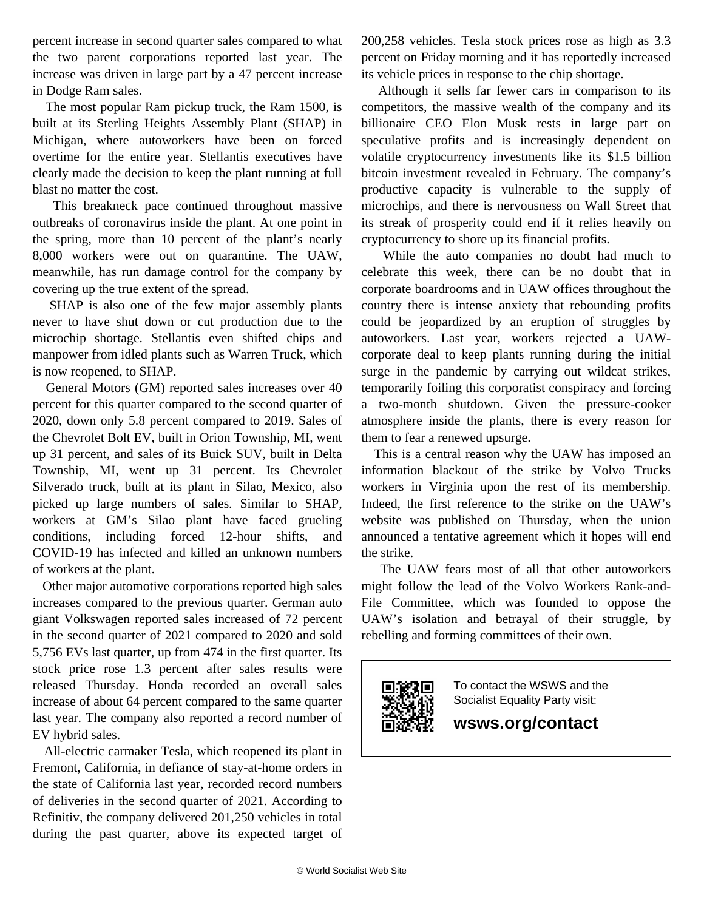percent increase in second quarter sales compared to what the two parent corporations reported last year. The increase was driven in large part by a 47 percent increase in Dodge Ram sales.

The most popular Ram pickup truck, the Ram 1500, is built at its Sterling Heights Assembly Plant (SHAP) in Michigan, where autoworkers have been on forced overtime for the entire year. Stellantis executives have clearly made the decision to keep the plant running at full blast no matter the cost.

This breakneck pace continued throughout massive outbreaks of coronavirus inside the plant. At one point in the spring, more than 10 percent of the plant's nearly 8,000 workers were out on quarantine. The UAW, meanwhile, has run damage control for the company by covering up the true extent of the spread.

SHAP is also one of the few major assembly plants never to have shut down or cut production due to the microchip shortage. Stellantis even shifted chips and manpower from idled plants such as Warren Truck, which is now reopened, to SHAP.

General Motors (GM) reported sales increases over 40 percent for this quarter compared to the second quarter of 2020, down only 5.8 percent compared to 2019. Sales of the Chevrolet Bolt EV, built in Orion Township, MI, went up 31 percent, and sales of its Buick SUV, built in Delta Township, MI, went up 31 percent. Its Chevrolet Silverado truck, built at its plant in Silao, Mexico, also picked up large numbers of sales. Similar to SHAP, workers at GM's Silao plant have faced grueling conditions, including forced 12-hour shifts, and COVID-19 has infected and killed an unknown numbers of workers at the plant.

Other major automotive corporations reported high sales increases compared to the previous quarter. German auto giant Volkswagen reported sales increased of 72 percent in the second quarter of 2021 compared to 2020 and sold 5,756 EVs last quarter, up from 474 in the first quarter. Its stock price rose 1.3 percent after sales results were released Thursday. Honda recorded an overall sales increase of about 64 percent compared to the same quarter last year. The company also reported a record number of EV hybrid sales.

All-electric carmaker Tesla, which reopened its plant in Fremont, California, in defiance of stay-at-home orders in the state of California last year, recorded record numbers of deliveries in the second quarter of 2021. According to Refinitiv, the company delivered 201,250 vehicles in total during the past quarter, above its expected target of 200,258 vehicles. Tesla stock prices rose as high as 3.3 percent on Friday morning and it has reportedly increased its vehicle prices in response to the chip shortage.

Although it sells far fewer cars in comparison to its competitors, the massive wealth of the company and its billionaire CEO Elon Musk rests in large part on speculative profits and is increasingly dependent on volatile cryptocurrency investments like its $1.5 billion bitcoin investment revealed in February. The company's productive capacity is vulnerable to the supply of microchips, and there is nervousness on Wall Street that its streak of prosperity could end if it relies heavily on cryptocurrency to shore up its financial profits.

While the auto companies no doubt had much to celebrate this week, there can be no doubt that in corporate boardrooms and in UAW offices throughout the country there is intense anxiety that rebounding profits could be jeopardized by an eruption of struggles by autoworkers. Last year, workers rejected a UAW-corporate deal to keep plants running during the initial surge in the pandemic by carrying out wildcat strikes, temporarily foiling this corporatist conspiracy and forcing a two-month shutdown. Given the pressure-cooker atmosphere inside the plants, there is every reason for them to fear a renewed upsurge.

This is a central reason why the UAW has imposed an information blackout of the strike by Volvo Trucks workers in Virginia upon the rest of its membership. Indeed, the first reference to the strike on the UAW's website was published on Thursday, when the union announced a tentative agreement which it hopes will end the strike.

The UAW fears most of all that other autoworkers might follow the lead of the Volvo Workers Rank-and-File Committee, which was founded to oppose the UAW's isolation and betrayal of their struggle, by rebelling and forming committees of their own.

To contact the WSWS and the Socialist Equality Party visit:

**wsws.org/contact**